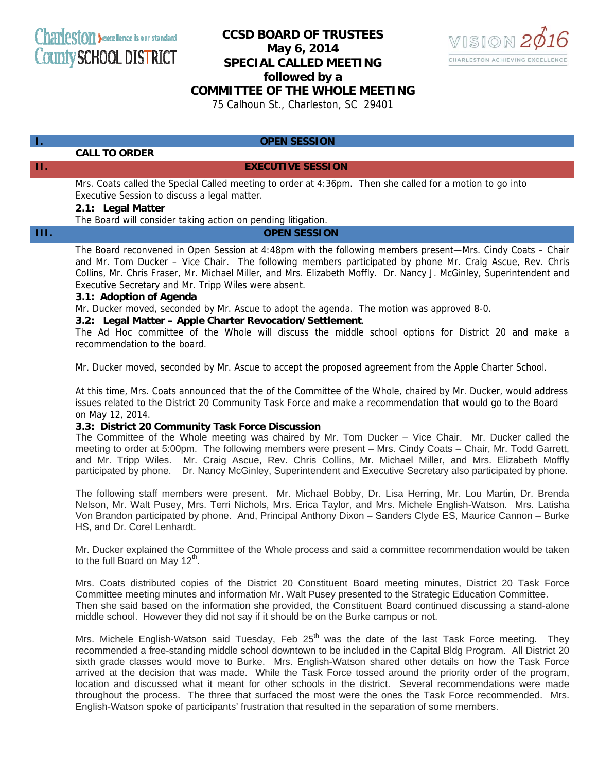Charleston County SCHOOL DISTRICT — excellence is our standard

VISION 2016 — CHARLESTON ACHIEVING EXCELLENCE

# CCSD BOARD OF TRUSTEES
## May 6, 2014
## SPECIAL CALLED MEETING
## followed by a
## COMMITTEE OF THE WHOLE MEETING

75 Calhoun St., Charleston, SC 29401

## I. OPEN SESSION

**CALL TO ORDER**

## II. EXECUTIVE SESSION

Mrs. Coats called the Special Called meeting to order at 4:36pm. Then she called for a motion to go into Executive Session to discuss a legal matter.

**2.1: Legal Matter**

The Board will consider taking action on pending litigation.

## III. OPEN SESSION

The Board reconvened in Open Session at 4:48pm with the following members present—Mrs. Cindy Coats – Chair and Mr. Tom Ducker – Vice Chair. The following members participated by phone Mr. Craig Ascue, Rev. Chris Collins, Mr. Chris Fraser, Mr. Michael Miller, and Mrs. Elizabeth Moffly. Dr. Nancy J. McGinley, Superintendent and Executive Secretary and Mr. Tripp Wiles were absent.

**3.1: Adoption of Agenda**

Mr. Ducker moved, seconded by Mr. Ascue to adopt the agenda. The motion was approved 8-0.

**3.2: Legal Matter – Apple Charter Revocation/Settlement**.

The Ad Hoc committee of the Whole will discuss the middle school options for District 20 and make a recommendation to the board.

Mr. Ducker moved, seconded by Mr. Ascue to accept the proposed agreement from the Apple Charter School.

At this time, Mrs. Coats announced that the of the Committee of the Whole, chaired by Mr. Ducker, would address issues related to the District 20 Community Task Force and make a recommendation that would go to the Board on May 12, 2014.

**3.3: District 20 Community Task Force Discussion**

The Committee of the Whole meeting was chaired by Mr. Tom Ducker – Vice Chair. Mr. Ducker called the meeting to order at 5:00pm. The following members were present – Mrs. Cindy Coats – Chair, Mr. Todd Garrett, and Mr. Tripp Wiles. Mr. Craig Ascue, Rev. Chris Collins, Mr. Michael Miller, and Mrs. Elizabeth Moffly participated by phone. Dr. Nancy McGinley, Superintendent and Executive Secretary also participated by phone.

The following staff members were present. Mr. Michael Bobby, Dr. Lisa Herring, Mr. Lou Martin, Dr. Brenda Nelson, Mr. Walt Pusey, Mrs. Terri Nichols, Mrs. Erica Taylor, and Mrs. Michele English-Watson. Mrs. Latisha Von Brandon participated by phone. And, Principal Anthony Dixon – Sanders Clyde ES, Maurice Cannon – Burke HS, and Dr. Corel Lenhardt.

Mr. Ducker explained the Committee of the Whole process and said a committee recommendation would be taken to the full Board on May 12th.

Mrs. Coats distributed copies of the District 20 Constituent Board meeting minutes, District 20 Task Force Committee meeting minutes and information Mr. Walt Pusey presented to the Strategic Education Committee. Then she said based on the information she provided, the Constituent Board continued discussing a stand-alone middle school. However they did not say if it should be on the Burke campus or not.

Mrs. Michele English-Watson said Tuesday, Feb 25th was the date of the last Task Force meeting. They recommended a free-standing middle school downtown to be included in the Capital Bldg Program. All District 20 sixth grade classes would move to Burke. Mrs. English-Watson shared other details on how the Task Force arrived at the decision that was made. While the Task Force tossed around the priority order of the program, location and discussed what it meant for other schools in the district. Several recommendations were made throughout the process. The three that surfaced the most were the ones the Task Force recommended. Mrs. English-Watson spoke of participants' frustration that resulted in the separation of some members.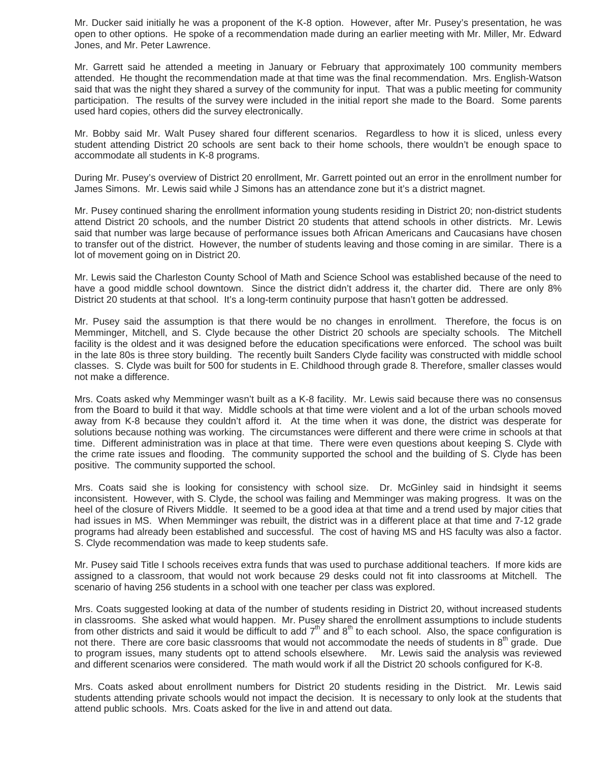Mr. Ducker said initially he was a proponent of the K-8 option. However, after Mr. Pusey's presentation, he was open to other options. He spoke of a recommendation made during an earlier meeting with Mr. Miller, Mr. Edward Jones, and Mr. Peter Lawrence.

Mr. Garrett said he attended a meeting in January or February that approximately 100 community members attended. He thought the recommendation made at that time was the final recommendation. Mrs. English-Watson said that was the night they shared a survey of the community for input. That was a public meeting for community participation. The results of the survey were included in the initial report she made to the Board. Some parents used hard copies, others did the survey electronically.

Mr. Bobby said Mr. Walt Pusey shared four different scenarios. Regardless to how it is sliced, unless every student attending District 20 schools are sent back to their home schools, there wouldn't be enough space to accommodate all students in K-8 programs.

During Mr. Pusey's overview of District 20 enrollment, Mr. Garrett pointed out an error in the enrollment number for James Simons. Mr. Lewis said while J Simons has an attendance zone but it's a district magnet.

Mr. Pusey continued sharing the enrollment information young students residing in District 20; non-district students attend District 20 schools, and the number District 20 students that attend schools in other districts. Mr. Lewis said that number was large because of performance issues both African Americans and Caucasians have chosen to transfer out of the district. However, the number of students leaving and those coming in are similar. There is a lot of movement going on in District 20.

Mr. Lewis said the Charleston County School of Math and Science School was established because of the need to have a good middle school downtown. Since the district didn't address it, the charter did. There are only 8% District 20 students at that school. It's a long-term continuity purpose that hasn't gotten be addressed.

Mr. Pusey said the assumption is that there would be no changes in enrollment. Therefore, the focus is on Memminger, Mitchell, and S. Clyde because the other District 20 schools are specialty schools. The Mitchell facility is the oldest and it was designed before the education specifications were enforced. The school was built in the late 80s is three story building. The recently built Sanders Clyde facility was constructed with middle school classes. S. Clyde was built for 500 for students in E. Childhood through grade 8. Therefore, smaller classes would not make a difference.

Mrs. Coats asked why Memminger wasn't built as a K-8 facility. Mr. Lewis said because there was no consensus from the Board to build it that way. Middle schools at that time were violent and a lot of the urban schools moved away from K-8 because they couldn't afford it. At the time when it was done, the district was desperate for solutions because nothing was working. The circumstances were different and there were crime in schools at that time. Different administration was in place at that time. There were even questions about keeping S. Clyde with the crime rate issues and flooding. The community supported the school and the building of S. Clyde has been positive. The community supported the school.

Mrs. Coats said she is looking for consistency with school size. Dr. McGinley said in hindsight it seems inconsistent. However, with S. Clyde, the school was failing and Memminger was making progress. It was on the heel of the closure of Rivers Middle. It seemed to be a good idea at that time and a trend used by major cities that had issues in MS. When Memminger was rebuilt, the district was in a different place at that time and 7-12 grade programs had already been established and successful. The cost of having MS and HS faculty was also a factor. S. Clyde recommendation was made to keep students safe.

Mr. Pusey said Title I schools receives extra funds that was used to purchase additional teachers. If more kids are assigned to a classroom, that would not work because 29 desks could not fit into classrooms at Mitchell. The scenario of having 256 students in a school with one teacher per class was explored.

Mrs. Coats suggested looking at data of the number of students residing in District 20, without increased students in classrooms. She asked what would happen. Mr. Pusey shared the enrollment assumptions to include students from other districts and said it would be difficult to add 7th and 8th to each school. Also, the space configuration is not there. There are core basic classrooms that would not accommodate the needs of students in 8th grade. Due to program issues, many students opt to attend schools elsewhere. Mr. Lewis said the analysis was reviewed and different scenarios were considered. The math would work if all the District 20 schools configured for K-8.

Mrs. Coats asked about enrollment numbers for District 20 students residing in the District. Mr. Lewis said students attending private schools would not impact the decision. It is necessary to only look at the students that attend public schools. Mrs. Coats asked for the live in and attend out data.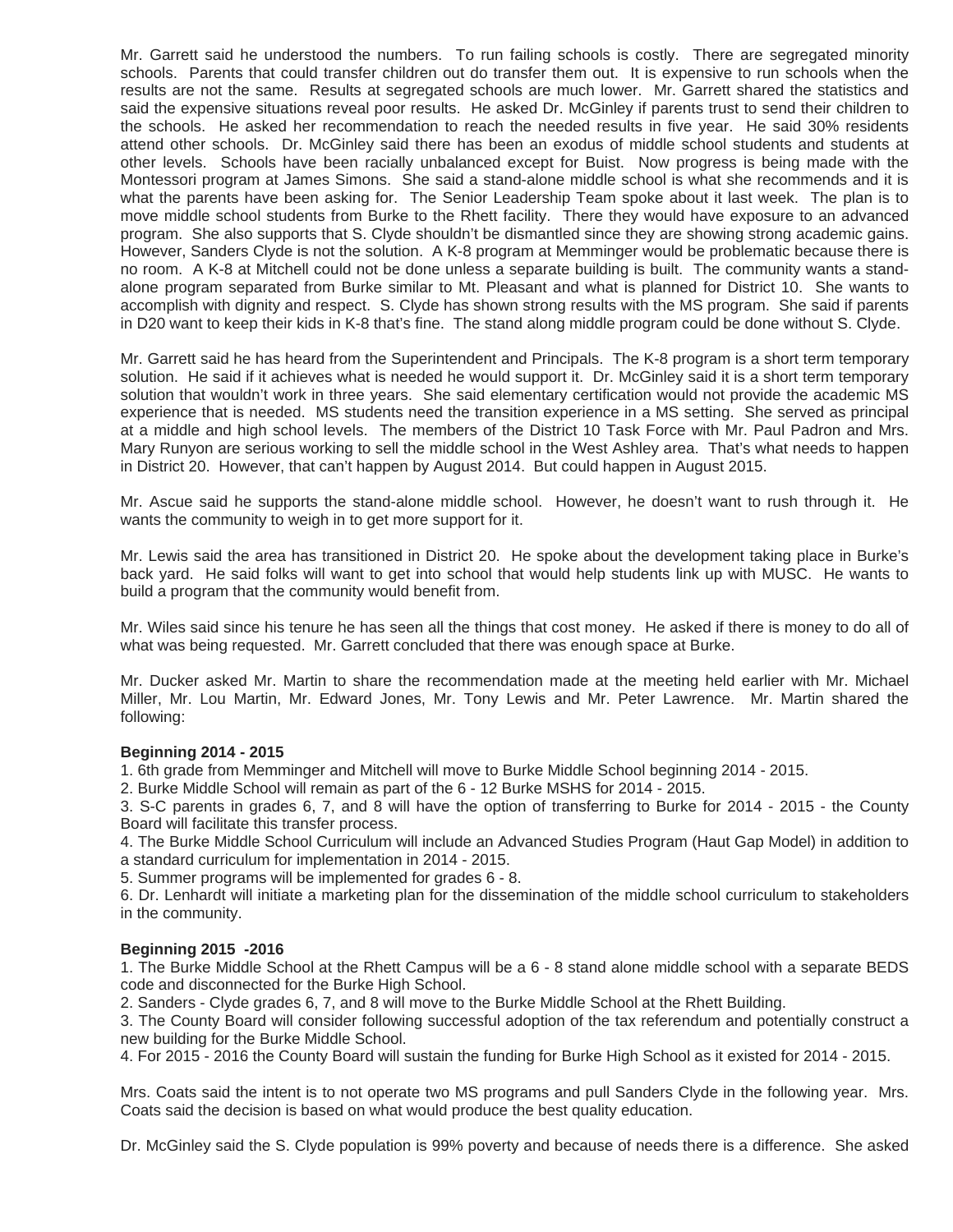Mr. Garrett said he understood the numbers. To run failing schools is costly. There are segregated minority schools. Parents that could transfer children out do transfer them out. It is expensive to run schools when the results are not the same. Results at segregated schools are much lower. Mr. Garrett shared the statistics and said the expensive situations reveal poor results. He asked Dr. McGinley if parents trust to send their children to the schools. He asked her recommendation to reach the needed results in five year. He said 30% residents attend other schools. Dr. McGinley said there has been an exodus of middle school students and students at other levels. Schools have been racially unbalanced except for Buist. Now progress is being made with the Montessori program at James Simons. She said a stand-alone middle school is what she recommends and it is what the parents have been asking for. The Senior Leadership Team spoke about it last week. The plan is to move middle school students from Burke to the Rhett facility. There they would have exposure to an advanced program. She also supports that S. Clyde shouldn't be dismantled since they are showing strong academic gains. However, Sanders Clyde is not the solution. A K-8 program at Memminger would be problematic because there is no room. A K-8 at Mitchell could not be done unless a separate building is built. The community wants a stand-alone program separated from Burke similar to Mt. Pleasant and what is planned for District 10. She wants to accomplish with dignity and respect. S. Clyde has shown strong results with the MS program. She said if parents in D20 want to keep their kids in K-8 that's fine. The stand along middle program could be done without S. Clyde.

Mr. Garrett said he has heard from the Superintendent and Principals. The K-8 program is a short term temporary solution. He said if it achieves what is needed he would support it. Dr. McGinley said it is a short term temporary solution that wouldn't work in three years. She said elementary certification would not provide the academic MS experience that is needed. MS students need the transition experience in a MS setting. She served as principal at a middle and high school levels. The members of the District 10 Task Force with Mr. Paul Padron and Mrs. Mary Runyon are serious working to sell the middle school in the West Ashley area. That's what needs to happen in District 20. However, that can't happen by August 2014. But could happen in August 2015.

Mr. Ascue said he supports the stand-alone middle school. However, he doesn't want to rush through it. He wants the community to weigh in to get more support for it.

Mr. Lewis said the area has transitioned in District 20. He spoke about the development taking place in Burke's back yard. He said folks will want to get into school that would help students link up with MUSC. He wants to build a program that the community would benefit from.

Mr. Wiles said since his tenure he has seen all the things that cost money. He asked if there is money to do all of what was being requested. Mr. Garrett concluded that there was enough space at Burke.

Mr. Ducker asked Mr. Martin to share the recommendation made at the meeting held earlier with Mr. Michael Miller, Mr. Lou Martin, Mr. Edward Jones, Mr. Tony Lewis and Mr. Peter Lawrence. Mr. Martin shared the following:

**Beginning 2014 - 2015**

1. 6th grade from Memminger and Mitchell will move to Burke Middle School beginning 2014 - 2015.
2. Burke Middle School will remain as part of the 6 - 12 Burke MSHS for 2014 - 2015.
3. S-C parents in grades 6, 7, and 8 will have the option of transferring to Burke for 2014 - 2015 - the County Board will facilitate this transfer process.
4. The Burke Middle School Curriculum will include an Advanced Studies Program (Haut Gap Model) in addition to a standard curriculum for implementation in 2014 - 2015.
5. Summer programs will be implemented for grades 6 - 8.
6. Dr. Lenhardt will initiate a marketing plan for the dissemination of the middle school curriculum to stakeholders in the community.

**Beginning 2015 -2016**

1. The Burke Middle School at the Rhett Campus will be a 6 - 8 stand alone middle school with a separate BEDS code and disconnected for the Burke High School.
2. Sanders - Clyde grades 6, 7, and 8 will move to the Burke Middle School at the Rhett Building.
3. The County Board will consider following successful adoption of the tax referendum and potentially construct a new building for the Burke Middle School.
4. For 2015 - 2016 the County Board will sustain the funding for Burke High School as it existed for 2014 - 2015.

Mrs. Coats said the intent is to not operate two MS programs and pull Sanders Clyde in the following year. Mrs. Coats said the decision is based on what would produce the best quality education.

Dr. McGinley said the S. Clyde population is 99% poverty and because of needs there is a difference. She asked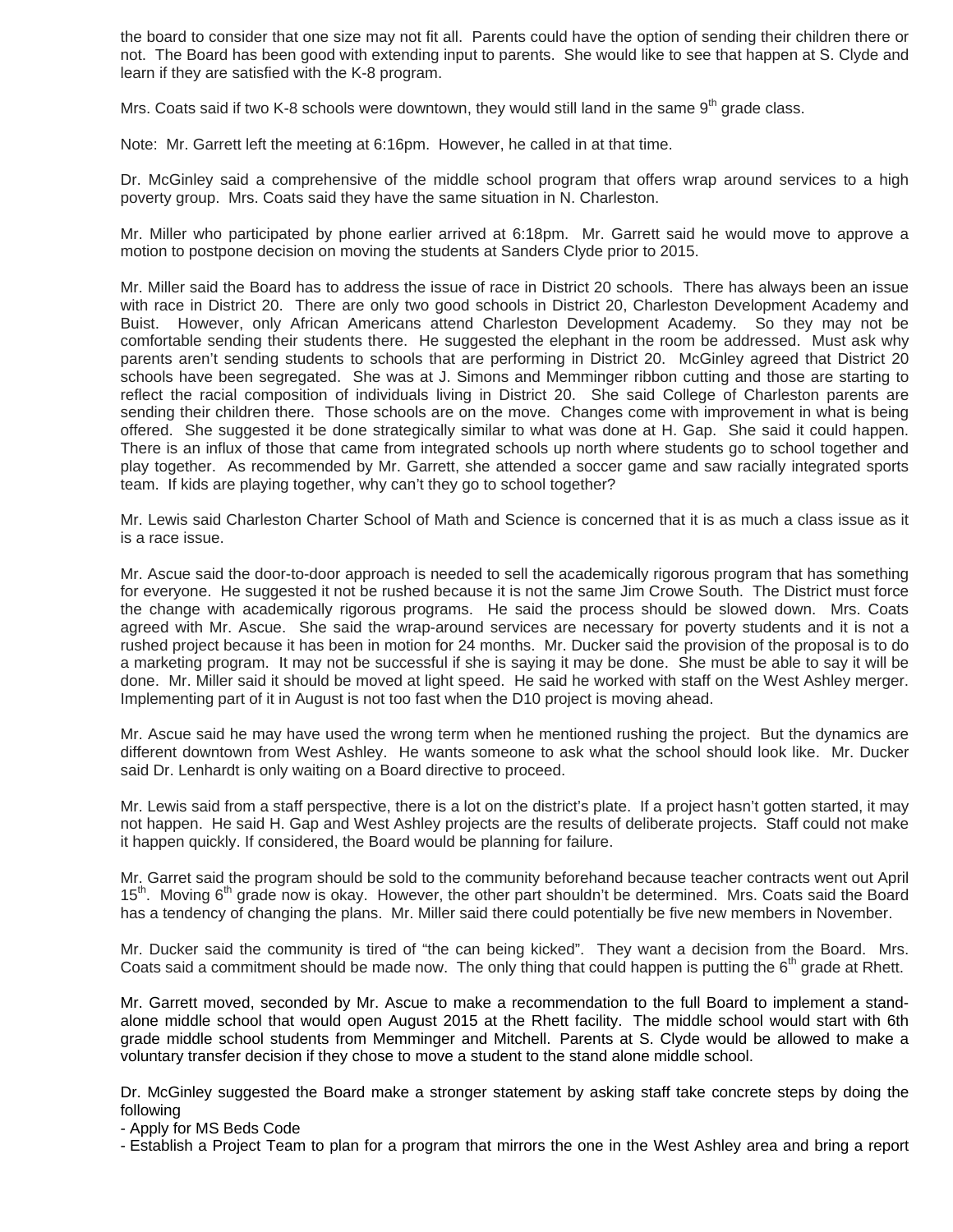the board to consider that one size may not fit all. Parents could have the option of sending their children there or not. The Board has been good with extending input to parents. She would like to see that happen at S. Clyde and learn if they are satisfied with the K-8 program.

Mrs. Coats said if two K-8 schools were downtown, they would still land in the same 9th grade class.

Note: Mr. Garrett left the meeting at 6:16pm. However, he called in at that time.

Dr. McGinley said a comprehensive of the middle school program that offers wrap around services to a high poverty group. Mrs. Coats said they have the same situation in N. Charleston.

Mr. Miller who participated by phone earlier arrived at 6:18pm. Mr. Garrett said he would move to approve a motion to postpone decision on moving the students at Sanders Clyde prior to 2015.

Mr. Miller said the Board has to address the issue of race in District 20 schools. There has always been an issue with race in District 20. There are only two good schools in District 20, Charleston Development Academy and Buist. However, only African Americans attend Charleston Development Academy. So they may not be comfortable sending their students there. He suggested the elephant in the room be addressed. Must ask why parents aren't sending students to schools that are performing in District 20. McGinley agreed that District 20 schools have been segregated. She was at J. Simons and Memminger ribbon cutting and those are starting to reflect the racial composition of individuals living in District 20. She said College of Charleston parents are sending their children there. Those schools are on the move. Changes come with improvement in what is being offered. She suggested it be done strategically similar to what was done at H. Gap. She said it could happen. There is an influx of those that came from integrated schools up north where students go to school together and play together. As recommended by Mr. Garrett, she attended a soccer game and saw racially integrated sports team. If kids are playing together, why can't they go to school together?

Mr. Lewis said Charleston Charter School of Math and Science is concerned that it is as much a class issue as it is a race issue.

Mr. Ascue said the door-to-door approach is needed to sell the academically rigorous program that has something for everyone. He suggested it not be rushed because it is not the same Jim Crowe South. The District must force the change with academically rigorous programs. He said the process should be slowed down. Mrs. Coats agreed with Mr. Ascue. She said the wrap-around services are necessary for poverty students and it is not a rushed project because it has been in motion for 24 months. Mr. Ducker said the provision of the proposal is to do a marketing program. It may not be successful if she is saying it may be done. She must be able to say it will be done. Mr. Miller said it should be moved at light speed. He said he worked with staff on the West Ashley merger. Implementing part of it in August is not too fast when the D10 project is moving ahead.

Mr. Ascue said he may have used the wrong term when he mentioned rushing the project. But the dynamics are different downtown from West Ashley. He wants someone to ask what the school should look like. Mr. Ducker said Dr. Lenhardt is only waiting on a Board directive to proceed.

Mr. Lewis said from a staff perspective, there is a lot on the district's plate. If a project hasn't gotten started, it may not happen. He said H. Gap and West Ashley projects are the results of deliberate projects. Staff could not make it happen quickly. If considered, the Board would be planning for failure.

Mr. Garret said the program should be sold to the community beforehand because teacher contracts went out April 15th. Moving 6th grade now is okay. However, the other part shouldn't be determined. Mrs. Coats said the Board has a tendency of changing the plans. Mr. Miller said there could potentially be five new members in November.

Mr. Ducker said the community is tired of "the can being kicked". They want a decision from the Board. Mrs. Coats said a commitment should be made now. The only thing that could happen is putting the 6th grade at Rhett.

Mr. Garrett moved, seconded by Mr. Ascue to make a recommendation to the full Board to implement a stand-alone middle school that would open August 2015 at the Rhett facility. The middle school would start with 6th grade middle school students from Memminger and Mitchell. Parents at S. Clyde would be allowed to make a voluntary transfer decision if they chose to move a student to the stand alone middle school.

Dr. McGinley suggested the Board make a stronger statement by asking staff take concrete steps by doing the following

- Apply for MS Beds Code
- Establish a Project Team to plan for a program that mirrors the one in the West Ashley area and bring a report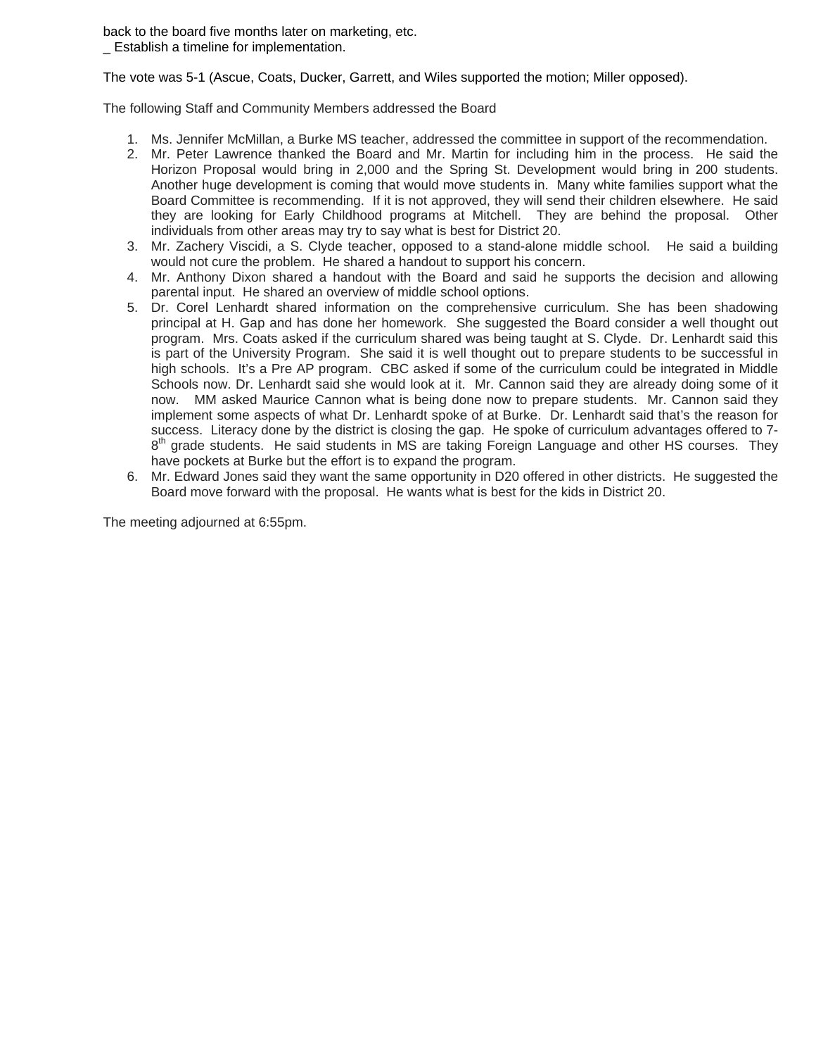back to the board five months later on marketing, etc.
_ Establish a timeline for implementation.

The vote was 5-1 (Ascue, Coats, Ducker, Garrett, and Wiles supported the motion; Miller opposed).

The following Staff and Community Members addressed the Board

1. Ms. Jennifer McMillan, a Burke MS teacher, addressed the committee in support of the recommendation.
2. Mr. Peter Lawrence thanked the Board and Mr. Martin for including him in the process. He said the Horizon Proposal would bring in 2,000 and the Spring St. Development would bring in 200 students. Another huge development is coming that would move students in. Many white families support what the Board Committee is recommending. If it is not approved, they will send their children elsewhere. He said they are looking for Early Childhood programs at Mitchell. They are behind the proposal. Other individuals from other areas may try to say what is best for District 20.
3. Mr. Zachery Viscidi, a S. Clyde teacher, opposed to a stand-alone middle school. He said a building would not cure the problem. He shared a handout to support his concern.
4. Mr. Anthony Dixon shared a handout with the Board and said he supports the decision and allowing parental input. He shared an overview of middle school options.
5. Dr. Corel Lenhardt shared information on the comprehensive curriculum. She has been shadowing principal at H. Gap and has done her homework. She suggested the Board consider a well thought out program. Mrs. Coats asked if the curriculum shared was being taught at S. Clyde. Dr. Lenhardt said this is part of the University Program. She said it is well thought out to prepare students to be successful in high schools. It's a Pre AP program. CBC asked if some of the curriculum could be integrated in Middle Schools now. Dr. Lenhardt said she would look at it. Mr. Cannon said they are already doing some of it now. MM asked Maurice Cannon what is being done now to prepare students. Mr. Cannon said they implement some aspects of what Dr. Lenhardt spoke of at Burke. Dr. Lenhardt said that's the reason for success. Literacy done by the district is closing the gap. He spoke of curriculum advantages offered to 7-8th grade students. He said students in MS are taking Foreign Language and other HS courses. They have pockets at Burke but the effort is to expand the program.
6. Mr. Edward Jones said they want the same opportunity in D20 offered in other districts. He suggested the Board move forward with the proposal. He wants what is best for the kids in District 20.

The meeting adjourned at 6:55pm.